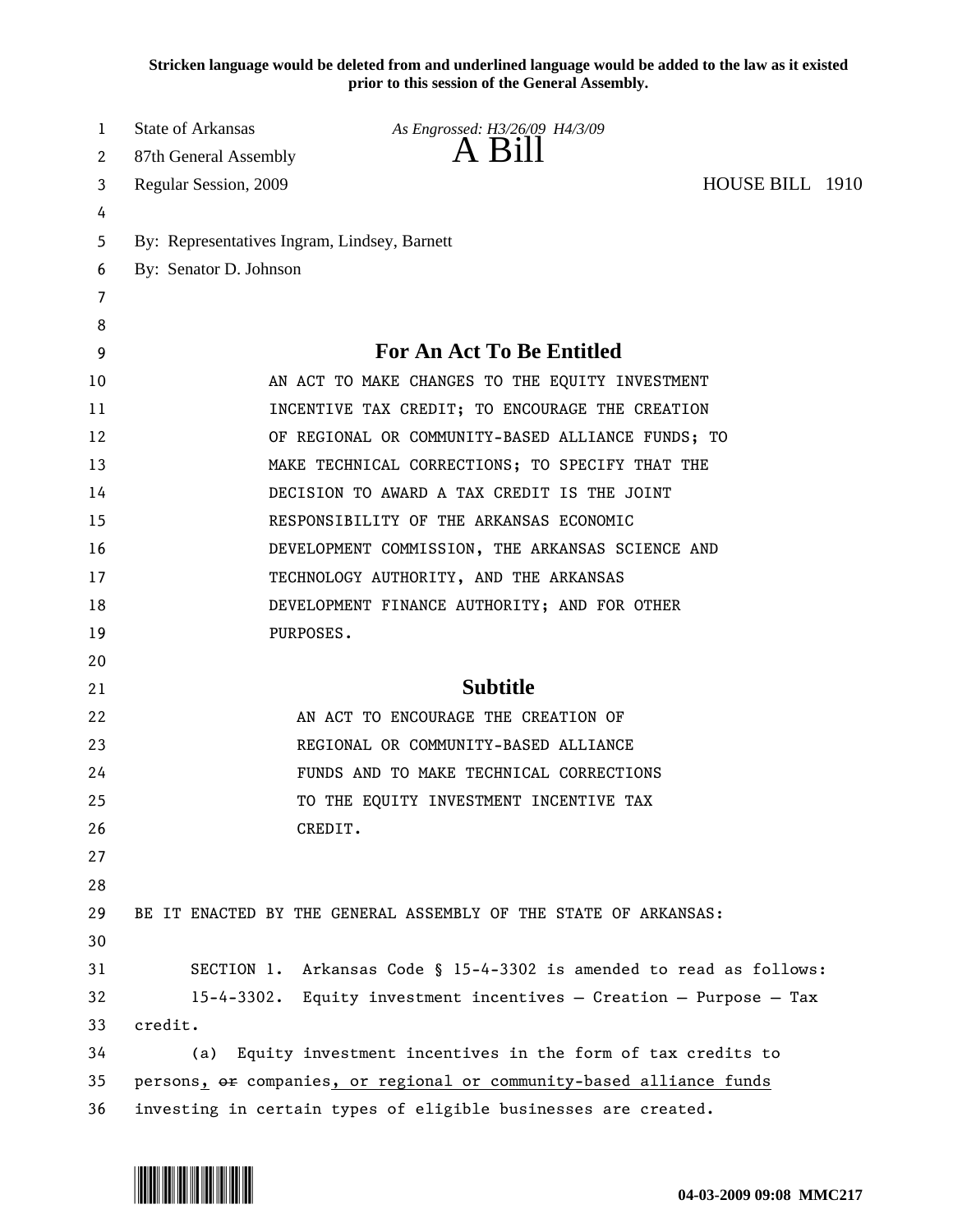**Stricken language would be deleted from and underlined language would be added to the law as it existed prior to this session of the General Assembly.**

State of Arkansas — *As Engrossed: H3/26/09 H4/3/09*

87th General Assembly

# A Bill

Regular Session, 2009 — HOUSE BILL 1910

By: Representatives Ingram, Lindsey, Barnett

By: Senator D. Johnson

## For An Act To Be Entitled

AN ACT TO MAKE CHANGES TO THE EQUITY INVESTMENT INCENTIVE TAX CREDIT; TO ENCOURAGE THE CREATION OF REGIONAL OR COMMUNITY-BASED ALLIANCE FUNDS; TO MAKE TECHNICAL CORRECTIONS; TO SPECIFY THAT THE DECISION TO AWARD A TAX CREDIT IS THE JOINT RESPONSIBILITY OF THE ARKANSAS ECONOMIC DEVELOPMENT COMMISSION, THE ARKANSAS SCIENCE AND TECHNOLOGY AUTHORITY, AND THE ARKANSAS DEVELOPMENT FINANCE AUTHORITY; AND FOR OTHER PURPOSES.

## Subtitle

AN ACT TO ENCOURAGE THE CREATION OF REGIONAL OR COMMUNITY-BASED ALLIANCE FUNDS AND TO MAKE TECHNICAL CORRECTIONS TO THE EQUITY INVESTMENT INCENTIVE TAX CREDIT.

BE IT ENACTED BY THE GENERAL ASSEMBLY OF THE STATE OF ARKANSAS:

SECTION 1. Arkansas Code § 15-4-3302 is amended to read as follows:

15-4-3302. Equity investment incentives — Creation — Purpose — Tax credit.

(a) Equity investment incentives in the form of tax credits to persons<u>,</u> ~~or~~ companies<u>, or regional or community-based alliance funds</u> investing in certain types of eligible businesses are created.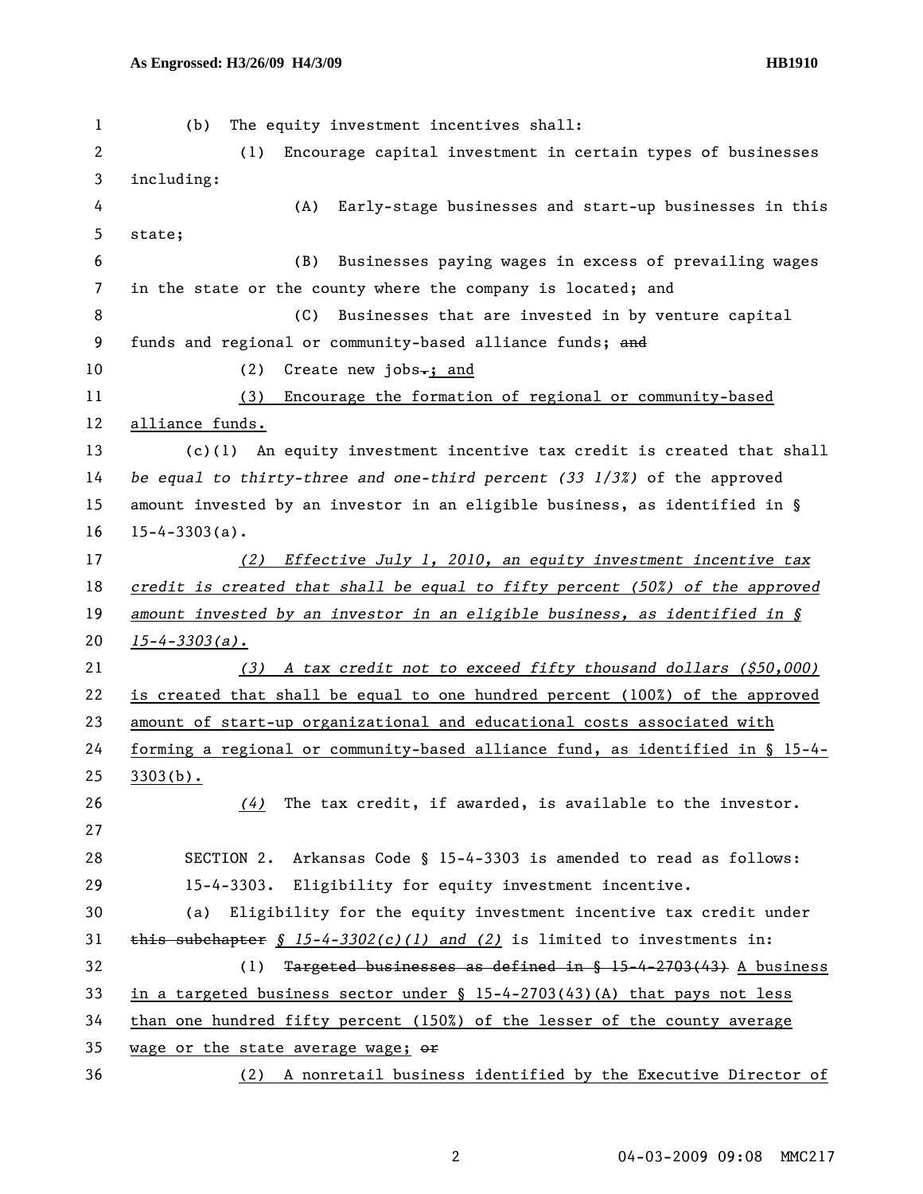(b) The equity investment incentives shall:

(1) Encourage capital investment in certain types of businesses including:

(A) Early-stage businesses and start-up businesses in this state;

(B) Businesses paying wages in excess of prevailing wages in the state or the county where the company is located; and

(C) Businesses that are invested in by venture capital funds and regional or community-based alliance funds; ~~and~~

(2) Create new jobs~~.~~; and

(3) Encourage the formation of regional or community-based alliance funds.

(c)(1) An equity investment incentive tax credit is created that shall *be equal to thirty-three and one-third percent (33 1/3%)* of the approved amount invested by an investor in an eligible business, as identified in § 15-4-3303(a).

*(2) Effective July 1, 2010, an equity investment incentive tax credit is created that shall be equal to fifty percent (50%) of the approved amount invested by an investor in an eligible business, as identified in § 15-4-3303(a).*

*(3) A tax credit not to exceed fifty thousand dollars ($50,000)* is created that shall be equal to one hundred percent (100%) of the approved amount of start-up organizational and educational costs associated with forming a regional or community-based alliance fund, as identified in § 15-4-3303(b).

*(4)* The tax credit, if awarded, is available to the investor.

SECTION 2. Arkansas Code § 15-4-3303 is amended to read as follows:

15-4-3303. Eligibility for equity investment incentive.

(a) Eligibility for the equity investment incentive tax credit under ~~this subchapter~~ *§ 15-4-3302(c)(1) and (2)* is limited to investments in:

(1) ~~Targeted businesses as defined in § 15-4-2703(43)~~ A business in a targeted business sector under § 15-4-2703(43)(A) that pays not less than one hundred fifty percent (150%) of the lesser of the county average wage or the state average wage; ~~or~~

(2) A nonretail business identified by the Executive Director of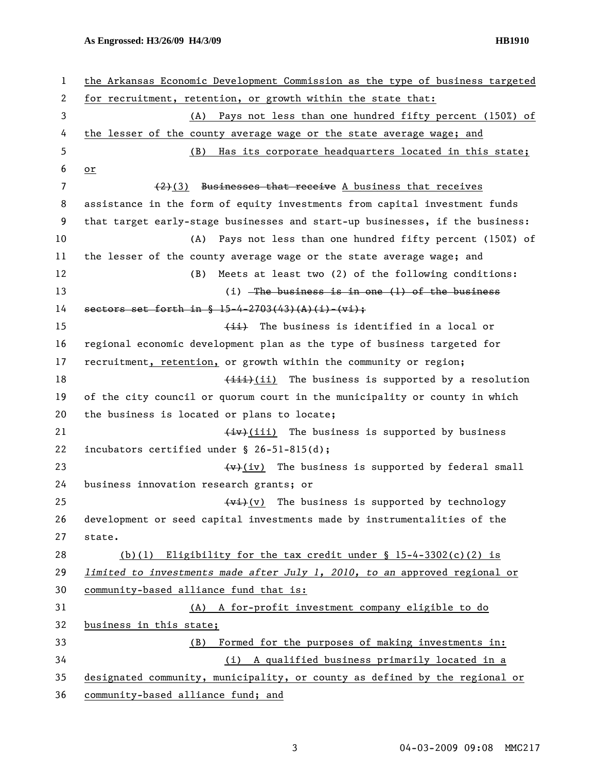the Arkansas Economic Development Commission as the type of business targeted for recruitment, retention, or growth within the state that:

(A) Pays not less than one hundred fifty percent (150%) of the lesser of the county average wage or the state average wage; and

(B) Has its corporate headquarters located in this state; or

~~(2)~~(3) ~~Businesses that receive~~ A business that receives assistance in the form of equity investments from capital investment funds that target early-stage businesses and start-up businesses, if the business:

(A) Pays not less than one hundred fifty percent (150%) of the lesser of the county average wage or the state average wage; and

(B) Meets at least two (2) of the following conditions:

(i) ~~The business is in one (1) of the business sectors set forth in § 15-4-2703(43)(A)(i)-(vi);~~

~~(ii)~~ The business is identified in a local or regional economic development plan as the type of business targeted for recruitment, retention, or growth within the community or region;

~~(iii)~~(ii) The business is supported by a resolution of the city council or quorum court in the municipality or county in which the business is located or plans to locate;

~~(iv)~~(iii) The business is supported by business incubators certified under § 26-51-815(d);

~~(v)~~(iv) The business is supported by federal small business innovation research grants; or

~~(vi)~~(v) The business is supported by technology development or seed capital investments made by instrumentalities of the state.

(b)(1) Eligibility for the tax credit under § 15-4-3302(c)(2) is *limited to investments made after July 1, 2010, to an* approved regional or community-based alliance fund that is:

(A) A for-profit investment company eligible to do business in this state;

(B) Formed for the purposes of making investments in:

(i) A qualified business primarily located in a designated community, municipality, or county as defined by the regional or community-based alliance fund; and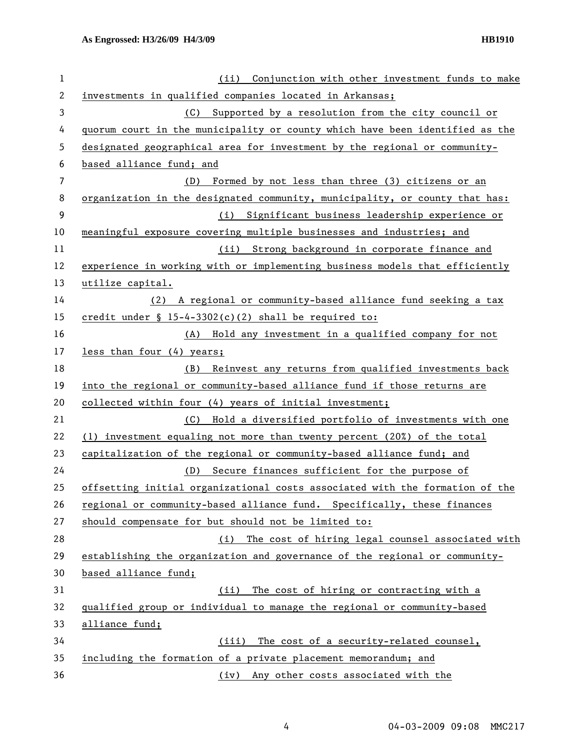(ii) Conjunction with other investment funds to make investments in qualified companies located in Arkansas;

(C) Supported by a resolution from the city council or quorum court in the municipality or county which have been identified as the designated geographical area for investment by the regional or community-based alliance fund; and

(D) Formed by not less than three (3) citizens or an organization in the designated community, municipality, or county that has:

(i) Significant business leadership experience or meaningful exposure covering multiple businesses and industries; and

(ii) Strong background in corporate finance and experience in working with or implementing business models that efficiently utilize capital.

(2) A regional or community-based alliance fund seeking a tax credit under § 15-4-3302(c)(2) shall be required to:

(A) Hold any investment in a qualified company for not less than four (4) years;

(B) Reinvest any returns from qualified investments back into the regional or community-based alliance fund if those returns are collected within four (4) years of initial investment;

(C) Hold a diversified portfolio of investments with one (1) investment equaling not more than twenty percent (20%) of the total capitalization of the regional or community-based alliance fund; and

(D) Secure finances sufficient for the purpose of offsetting initial organizational costs associated with the formation of the regional or community-based alliance fund. Specifically, these finances should compensate for but should not be limited to:

(i) The cost of hiring legal counsel associated with establishing the organization and governance of the regional or community-based alliance fund;

(ii) The cost of hiring or contracting with a qualified group or individual to manage the regional or community-based alliance fund;

(iii) The cost of a security-related counsel, including the formation of a private placement memorandum; and

(iv) Any other costs associated with the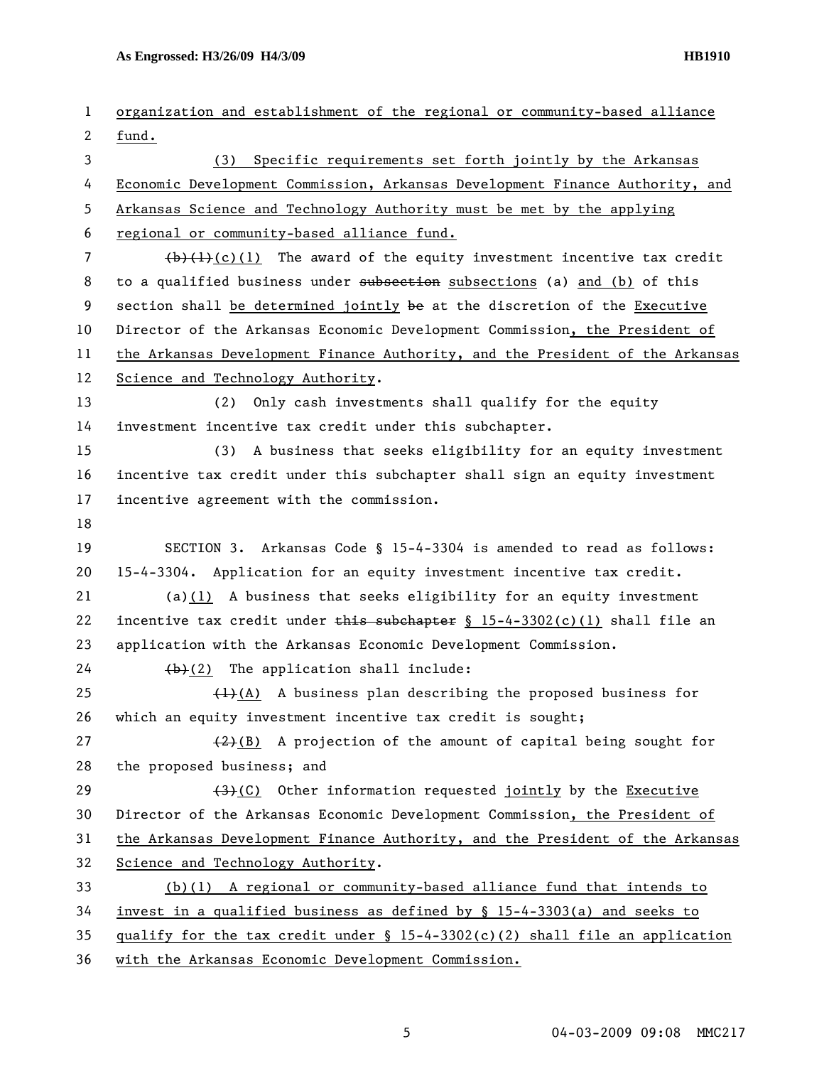organization and establishment of the regional or community-based alliance fund.

(3) Specific requirements set forth jointly by the Arkansas Economic Development Commission, Arkansas Development Finance Authority, and Arkansas Science and Technology Authority must be met by the applying regional or community-based alliance fund.

~~(b)(1)~~(c)(1) The award of the equity investment incentive tax credit to a qualified business under ~~subsection~~ subsections (a) and (b) of this section shall be determined jointly ~~be~~ at the discretion of the Executive Director of the Arkansas Economic Development Commission, the President of the Arkansas Development Finance Authority, and the President of the Arkansas Science and Technology Authority.

(2) Only cash investments shall qualify for the equity investment incentive tax credit under this subchapter.

(3) A business that seeks eligibility for an equity investment incentive tax credit under this subchapter shall sign an equity investment incentive agreement with the commission.

SECTION 3. Arkansas Code § 15-4-3304 is amended to read as follows:

15-4-3304. Application for an equity investment incentive tax credit.

(a)(1) A business that seeks eligibility for an equity investment incentive tax credit under ~~this subchapter~~ § 15-4-3302(c)(1) shall file an application with the Arkansas Economic Development Commission.

~~(b)~~(2) The application shall include:

~~(1)~~(A) A business plan describing the proposed business for which an equity investment incentive tax credit is sought;

~~(2)~~(B) A projection of the amount of capital being sought for the proposed business; and

~~(3)~~(C) Other information requested jointly by the Executive Director of the Arkansas Economic Development Commission, the President of the Arkansas Development Finance Authority, and the President of the Arkansas Science and Technology Authority.

(b)(1) A regional or community-based alliance fund that intends to invest in a qualified business as defined by § 15-4-3303(a) and seeks to qualify for the tax credit under § 15-4-3302(c)(2) shall file an application with the Arkansas Economic Development Commission.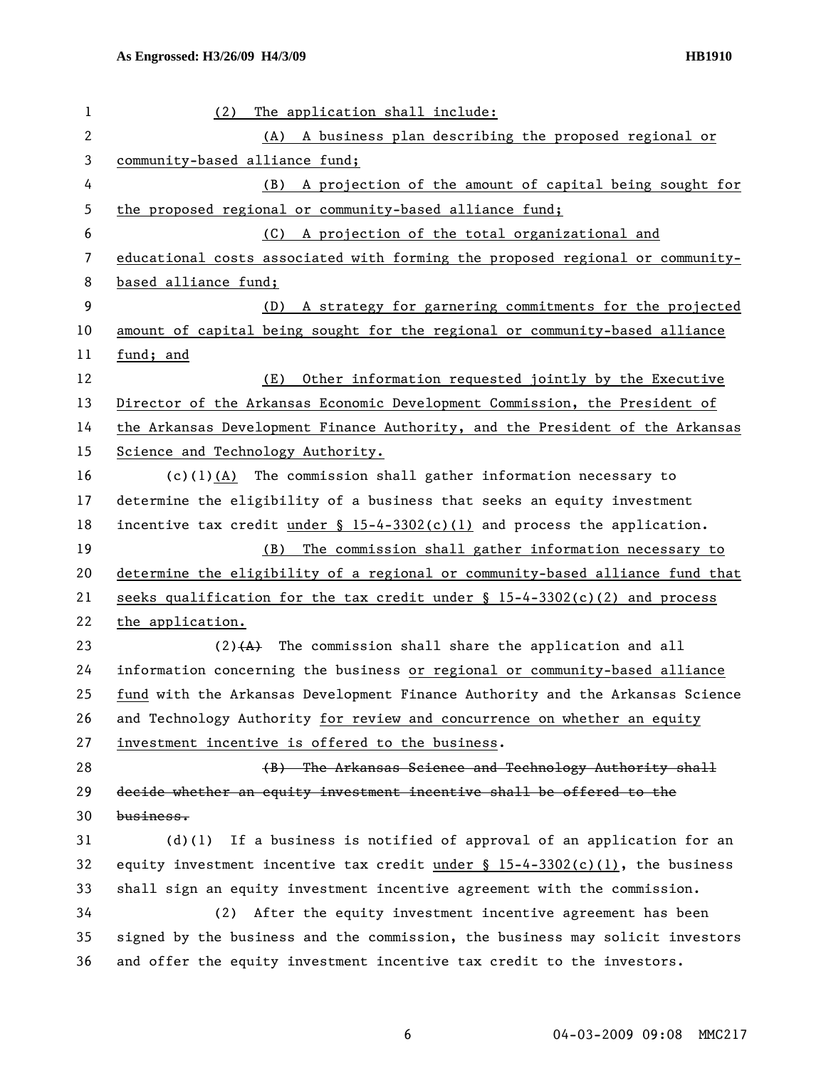(2) The application shall include:

(A) A business plan describing the proposed regional or community-based alliance fund;

(B) A projection of the amount of capital being sought for the proposed regional or community-based alliance fund;

(C) A projection of the total organizational and educational costs associated with forming the proposed regional or community-based alliance fund;

(D) A strategy for garnering commitments for the projected amount of capital being sought for the regional or community-based alliance fund; and

(E) Other information requested jointly by the Executive Director of the Arkansas Economic Development Commission, the President of the Arkansas Development Finance Authority, and the President of the Arkansas Science and Technology Authority.

(c)(1)(A) The commission shall gather information necessary to determine the eligibility of a business that seeks an equity investment incentive tax credit under § 15-4-3302(c)(1) and process the application.

(B) The commission shall gather information necessary to determine the eligibility of a regional or community-based alliance fund that seeks qualification for the tax credit under § 15-4-3302(c)(2) and process the application.

(2)~~(A)~~ The commission shall share the application and all information concerning the business or regional or community-based alliance fund with the Arkansas Development Finance Authority and the Arkansas Science and Technology Authority for review and concurrence on whether an equity investment incentive is offered to the business.

~~(B) The Arkansas Science and Technology Authority shall decide whether an equity investment incentive shall be offered to the business.~~

(d)(1) If a business is notified of approval of an application for an equity investment incentive tax credit under § 15-4-3302(c)(1), the business shall sign an equity investment incentive agreement with the commission.

(2) After the equity investment incentive agreement has been signed by the business and the commission, the business may solicit investors and offer the equity investment incentive tax credit to the investors.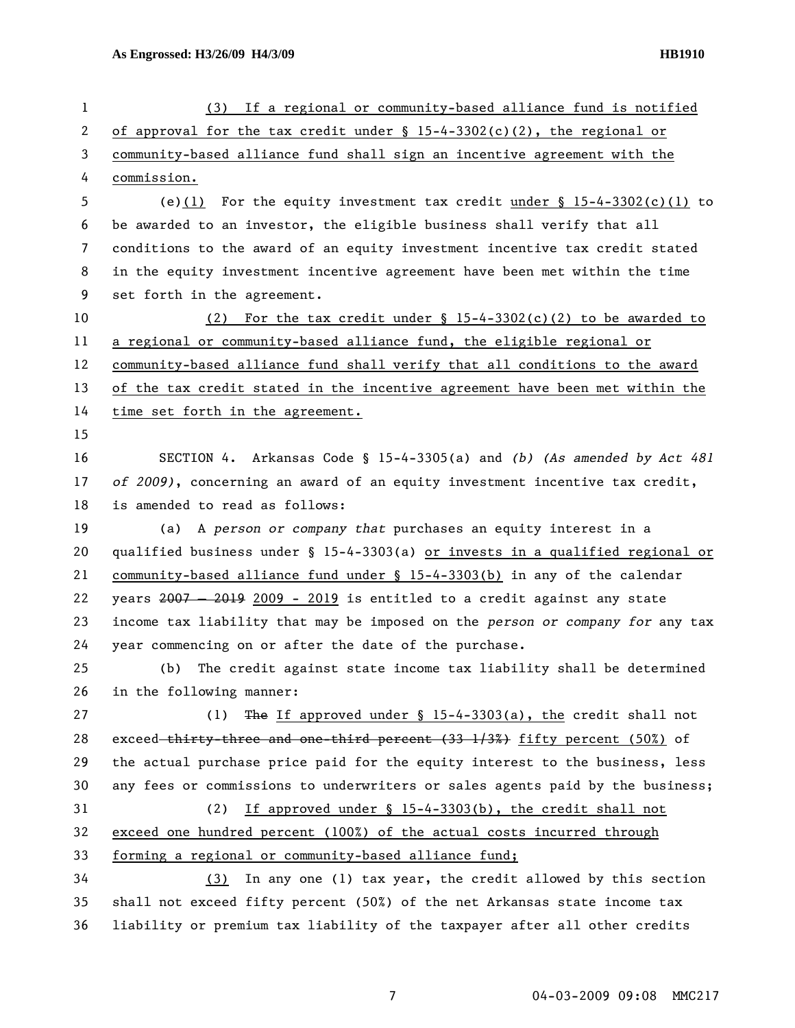(3) If a regional or community-based alliance fund is notified of approval for the tax credit under § 15-4-3302(c)(2), the regional or community-based alliance fund shall sign an incentive agreement with the commission.

(e)(1) For the equity investment tax credit under § 15-4-3302(c)(1) to be awarded to an investor, the eligible business shall verify that all conditions to the award of an equity investment incentive tax credit stated in the equity investment incentive agreement have been met within the time set forth in the agreement.

(2) For the tax credit under § 15-4-3302(c)(2) to be awarded to a regional or community-based alliance fund, the eligible regional or community-based alliance fund shall verify that all conditions to the award of the tax credit stated in the incentive agreement have been met within the time set forth in the agreement.

SECTION 4. Arkansas Code § 15-4-3305(a) and *(b) (As amended by Act 481 of 2009)*, concerning an award of an equity investment incentive tax credit, is amended to read as follows:

(a) A *person or company that* purchases an equity interest in a qualified business under § 15-4-3303(a) or invests in a qualified regional or community-based alliance fund under § 15-4-3303(b) in any of the calendar years ~~2007 – 2019~~ 2009 - 2019 is entitled to a credit against any state income tax liability that may be imposed on the *person or company for* any tax year commencing on or after the date of the purchase.

(b) The credit against state income tax liability shall be determined in the following manner:

(1) ~~The~~ If approved under § 15-4-3303(a), the credit shall not exceed ~~thirty-three and one-third percent (33 1/3%)~~ fifty percent (50%) of the actual purchase price paid for the equity interest to the business, less any fees or commissions to underwriters or sales agents paid by the business;

(2) If approved under § 15-4-3303(b), the credit shall not exceed one hundred percent (100%) of the actual costs incurred through forming a regional or community-based alliance fund;

(3) In any one (1) tax year, the credit allowed by this section shall not exceed fifty percent (50%) of the net Arkansas state income tax liability or premium tax liability of the taxpayer after all other credits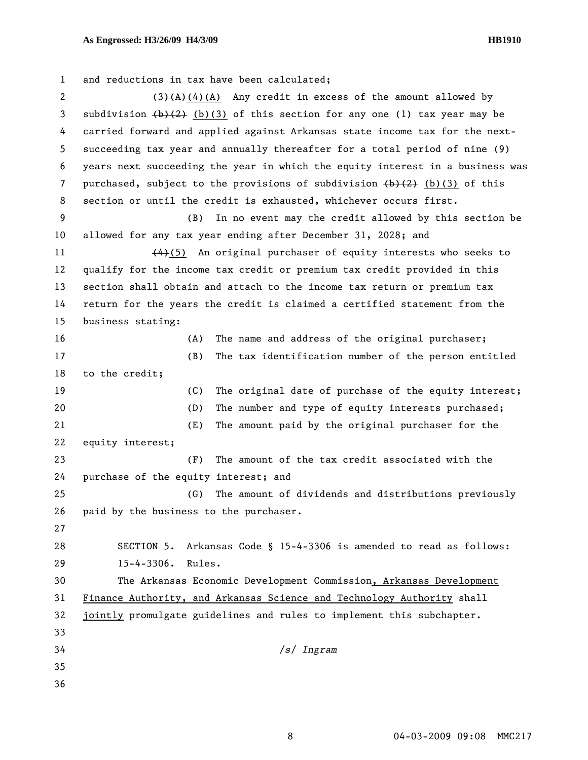and reductions in tax have been calculated;

~~(3)(A)~~(4)(A) Any credit in excess of the amount allowed by subdivision ~~(b)(2)~~ (b)(3) of this section for any one (1) tax year may be carried forward and applied against Arkansas state income tax for the next-succeeding tax year and annually thereafter for a total period of nine (9) years next succeeding the year in which the equity interest in a business was purchased, subject to the provisions of subdivision ~~(b)(2)~~ (b)(3) of this section or until the credit is exhausted, whichever occurs first.

(B) In no event may the credit allowed by this section be allowed for any tax year ending after December 31, 2028; and

~~(4)~~(5) An original purchaser of equity interests who seeks to qualify for the income tax credit or premium tax credit provided in this section shall obtain and attach to the income tax return or premium tax return for the years the credit is claimed a certified statement from the business stating:

(A) The name and address of the original purchaser;

(B) The tax identification number of the person entitled to the credit;

(C) The original date of purchase of the equity interest;

(D) The number and type of equity interests purchased;

(E) The amount paid by the original purchaser for the equity interest;

(F) The amount of the tax credit associated with the purchase of the equity interest; and

(G) The amount of dividends and distributions previously paid by the business to the purchaser.

SECTION 5. Arkansas Code § 15-4-3306 is amended to read as follows:

15-4-3306. Rules.

The Arkansas Economic Development Commission, Arkansas Development Finance Authority, and Arkansas Science and Technology Authority shall jointly promulgate guidelines and rules to implement this subchapter.

*/s/ Ingram*